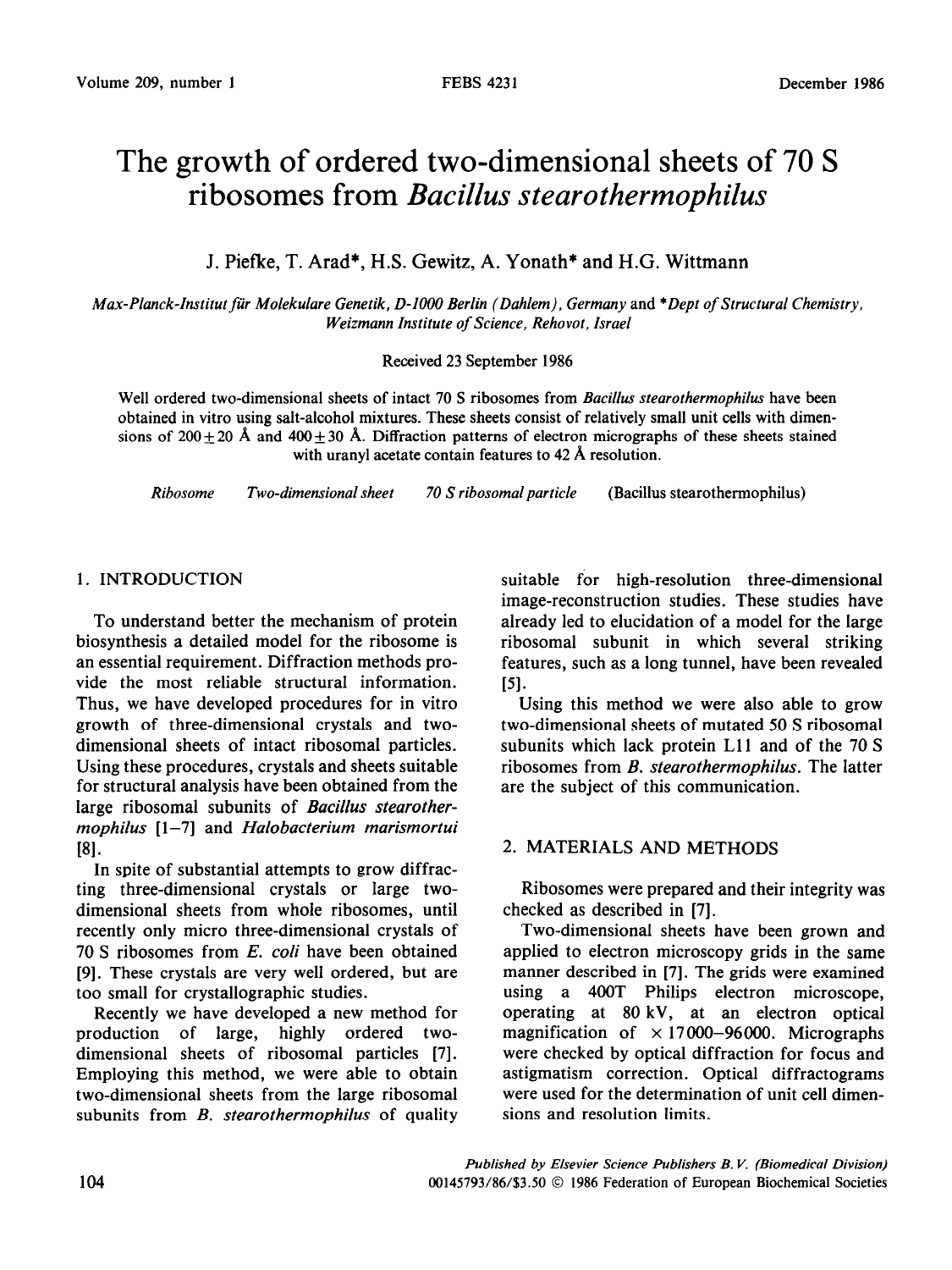# The growth of ordered two-dimensional sheets of 70 S ribosomes from *Bacillus stearothermophilus*

J. Piefke, T. Arad*, H.S. Gewitz, A. Yonath* and H.G. Wittmann

*Max-Planck-Institut für Molekulare Genetik, D-1000 Berlin (Dahlem), Germany* and *\*Dept of Structural Chemistry, Weizmann Institute of Science, Rehovot, Israel*

Received 23 September 1986

Well ordered two-dimensional sheets of intact 70 S ribosomes from *Bacillus stearothermophilus* have been obtained in vitro using salt-alcohol mixtures. These sheets consist of relatively small unit cells with dimensions of $200 \pm 20$ Å and $400 \pm 30$ Å. Diffraction patterns of electron micrographs of these sheets stained with uranyl acetate contain features to 42 Å resolution.

*Ribosome* *Two-dimensional sheet* *70 S ribosomal particle* (Bacillus stearothermophilus)

## 1. INTRODUCTION

To understand better the mechanism of protein biosynthesis a detailed model for the ribosome is an essential requirement. Diffraction methods provide the most reliable structural information. Thus, we have developed procedures for in vitro growth of three-dimensional crystals and two-dimensional sheets of intact ribosomal particles. Using these procedures, crystals and sheets suitable for structural analysis have been obtained from the large ribosomal subunits of *Bacillus stearothermophilus* [1–7] and *Halobacterium marismortui* [8].

In spite of substantial attempts to grow diffracting three-dimensional crystals or large two-dimensional sheets from whole ribosomes, until recently only micro three-dimensional crystals of 70 S ribosomes from *E. coli* have been obtained [9]. These crystals are very well ordered, but are too small for crystallographic studies.

Recently we have developed a new method for production of large, highly ordered two-dimensional sheets of ribosomal particles [7]. Employing this method, we were able to obtain two-dimensional sheets from the large ribosomal subunits from *B. stearothermophilus* of quality suitable for high-resolution three-dimensional image-reconstruction studies. These studies have already led to elucidation of a model for the large ribosomal subunit in which several striking features, such as a long tunnel, have been revealed [5].

Using this method we were also able to grow two-dimensional sheets of mutated 50 S ribosomal subunits which lack protein L11 and of the 70 S ribosomes from *B. stearothermophilus*. The latter are the subject of this communication.

## 2. MATERIALS AND METHODS

Ribosomes were prepared and their integrity was checked as described in [7].

Two-dimensional sheets have been grown and applied to electron microscopy grids in the same manner described in [7]. The grids were examined using a 400T Philips electron microscope, operating at 80 kV, at an electron optical magnification of $\times$ 17000–96000. Micrographs were checked by optical diffraction for focus and astigmatism correction. Optical diffractograms were used for the determination of unit cell dimensions and resolution limits.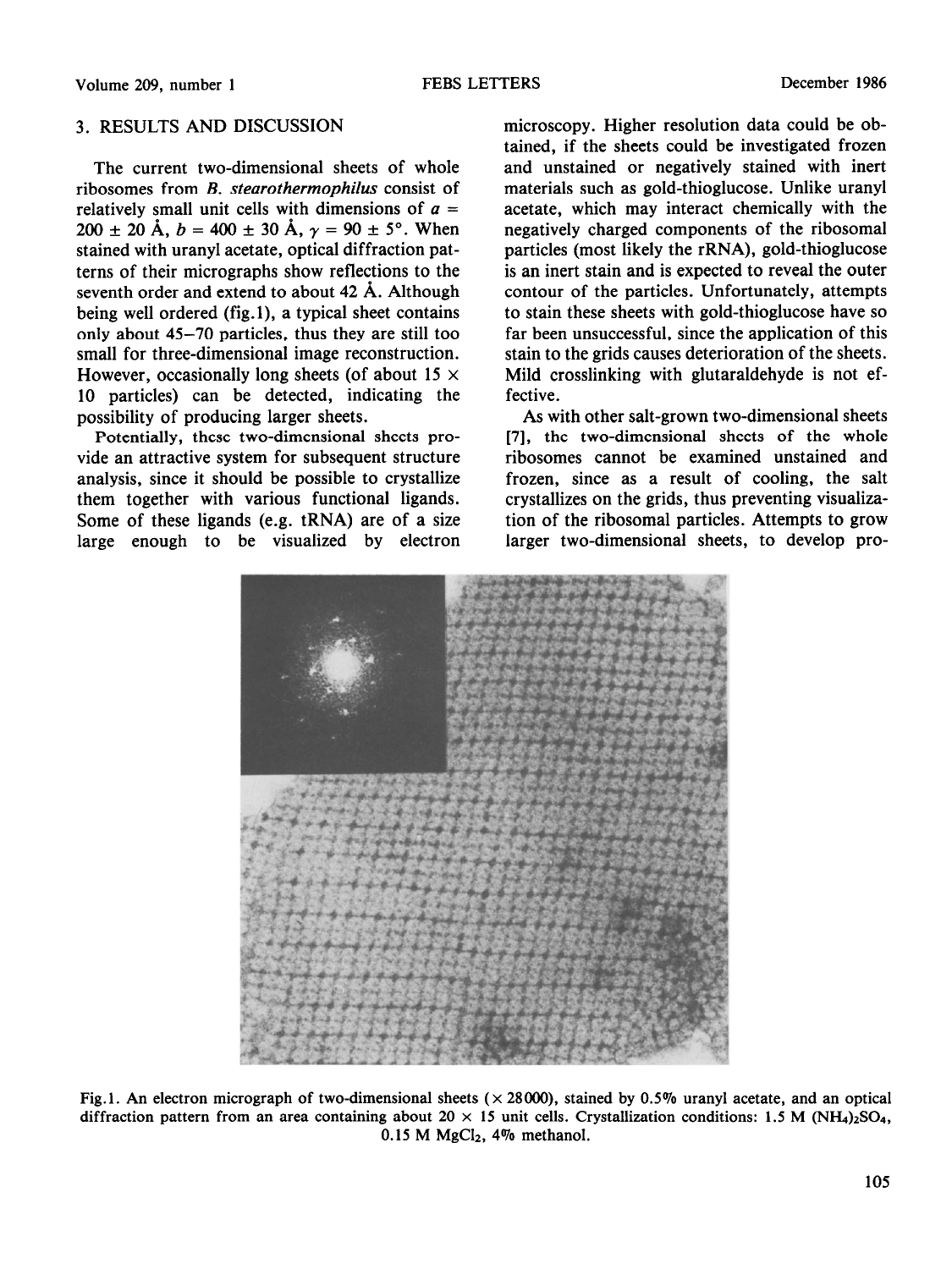## 3. RESULTS AND DISCUSSION

The current two-dimensional sheets of whole ribosomes from *B. stearothermophilus* consist of relatively small unit cells with dimensions of $a = 200 \pm 20$ Å, $b = 400 \pm 30$ Å, $\gamma = 90 \pm 5°$. When stained with uranyl acetate, optical diffraction patterns of their micrographs show reflections to the seventh order and extend to about 42 Å. Although being well ordered (fig.1), a typical sheet contains only about 45–70 particles, thus they are still too small for three-dimensional image reconstruction. However, occasionally long sheets (of about 15 × 10 particles) can be detected, indicating the possibility of producing larger sheets.

Potentially, these two-dimensional sheets provide an attractive system for subsequent structure analysis, since it should be possible to crystallize them together with various functional ligands. Some of these ligands (e.g. tRNA) are of a size large enough to be visualized by electron microscopy. Higher resolution data could be obtained, if the sheets could be investigated frozen and unstained or negatively stained with inert materials such as gold-thioglucose. Unlike uranyl acetate, which may interact chemically with the negatively charged components of the ribosomal particles (most likely the rRNA), gold-thioglucose is an inert stain and is expected to reveal the outer contour of the particles. Unfortunately, attempts to stain these sheets with gold-thioglucose have so far been unsuccessful, since the application of this stain to the grids causes deterioration of the sheets. Mild crosslinking with glutaraldehyde is not effective.

As with other salt-grown two-dimensional sheets [7], the two-dimensional sheets of the whole ribosomes cannot be examined unstained and frozen, since as a result of cooling, the salt crystallizes on the grids, thus preventing visualization of the ribosomal particles. Attempts to grow larger two-dimensional sheets, to develop pro-

Fig.1. An electron micrograph of two-dimensional sheets (× 28000), stained by 0.5% uranyl acetate, and an optical diffraction pattern from an area containing about 20 × 15 unit cells. Crystallization conditions: 1.5 M $(NH_4)_2SO_4$, 0.15 M $MgCl_2$, 4% methanol.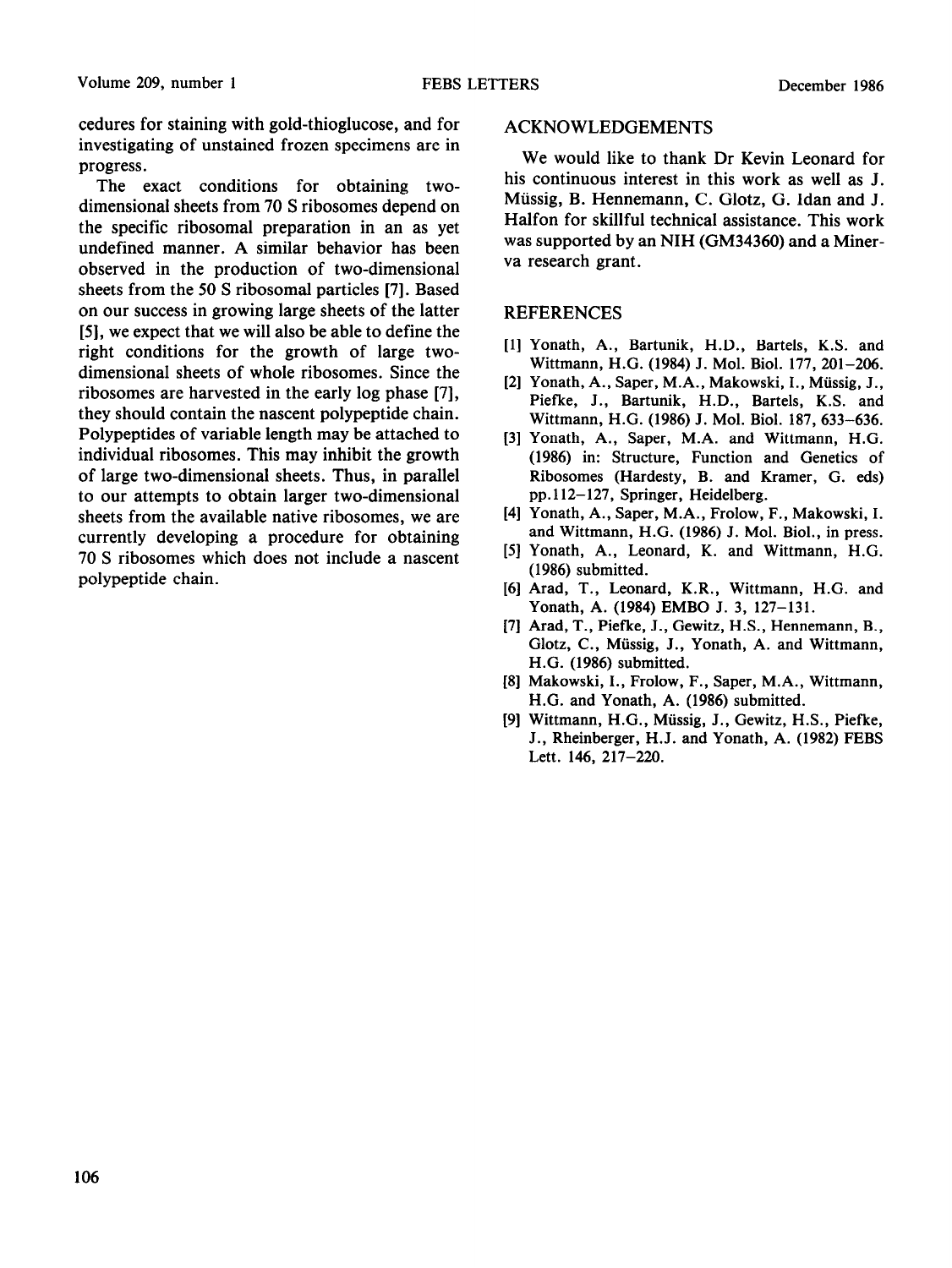cedures for staining with gold-thioglucose, and for investigating of unstained frozen specimens are in progress.

The exact conditions for obtaining two-dimensional sheets from 70 S ribosomes depend on the specific ribosomal preparation in an as yet undefined manner. A similar behavior has been observed in the production of two-dimensional sheets from the 50 S ribosomal particles [7]. Based on our success in growing large sheets of the latter [5], we expect that we will also be able to define the right conditions for the growth of large two-dimensional sheets of whole ribosomes. Since the ribosomes are harvested in the early log phase [7], they should contain the nascent polypeptide chain. Polypeptides of variable length may be attached to individual ribosomes. This may inhibit the growth of large two-dimensional sheets. Thus, in parallel to our attempts to obtain larger two-dimensional sheets from the available native ribosomes, we are currently developing a procedure for obtaining 70 S ribosomes which does not include a nascent polypeptide chain.

## ACKNOWLEDGEMENTS

We would like to thank Dr Kevin Leonard for his continuous interest in this work as well as J. Müssig, B. Hennemann, C. Glotz, G. Idan and J. Halfon for skillful technical assistance. This work was supported by an NIH (GM34360) and a Minerva research grant.

## REFERENCES

[1] Yonath, A., Bartunik, H.D., Bartels, K.S. and Wittmann, H.G. (1984) J. Mol. Biol. 177, 201–206.

[2] Yonath, A., Saper, M.A., Makowski, I., Müssig, J., Piefke, J., Bartunik, H.D., Bartels, K.S. and Wittmann, H.G. (1986) J. Mol. Biol. 187, 633–636.

[3] Yonath, A., Saper, M.A. and Wittmann, H.G. (1986) in: Structure, Function and Genetics of Ribosomes (Hardesty, B. and Kramer, G. eds) pp.112–127, Springer, Heidelberg.

[4] Yonath, A., Saper, M.A., Frolow, F., Makowski, I. and Wittmann, H.G. (1986) J. Mol. Biol., in press.

[5] Yonath, A., Leonard, K. and Wittmann, H.G. (1986) submitted.

[6] Arad, T., Leonard, K.R., Wittmann, H.G. and Yonath, A. (1984) EMBO J. 3, 127–131.

[7] Arad, T., Piefke, J., Gewitz, H.S., Hennemann, B., Glotz, C., Müssig, J., Yonath, A. and Wittmann, H.G. (1986) submitted.

[8] Makowski, I., Frolow, F., Saper, M.A., Wittmann, H.G. and Yonath, A. (1986) submitted.

[9] Wittmann, H.G., Müssig, J., Gewitz, H.S., Piefke, J., Rheinberger, H.J. and Yonath, A. (1982) FEBS Lett. 146, 217–220.